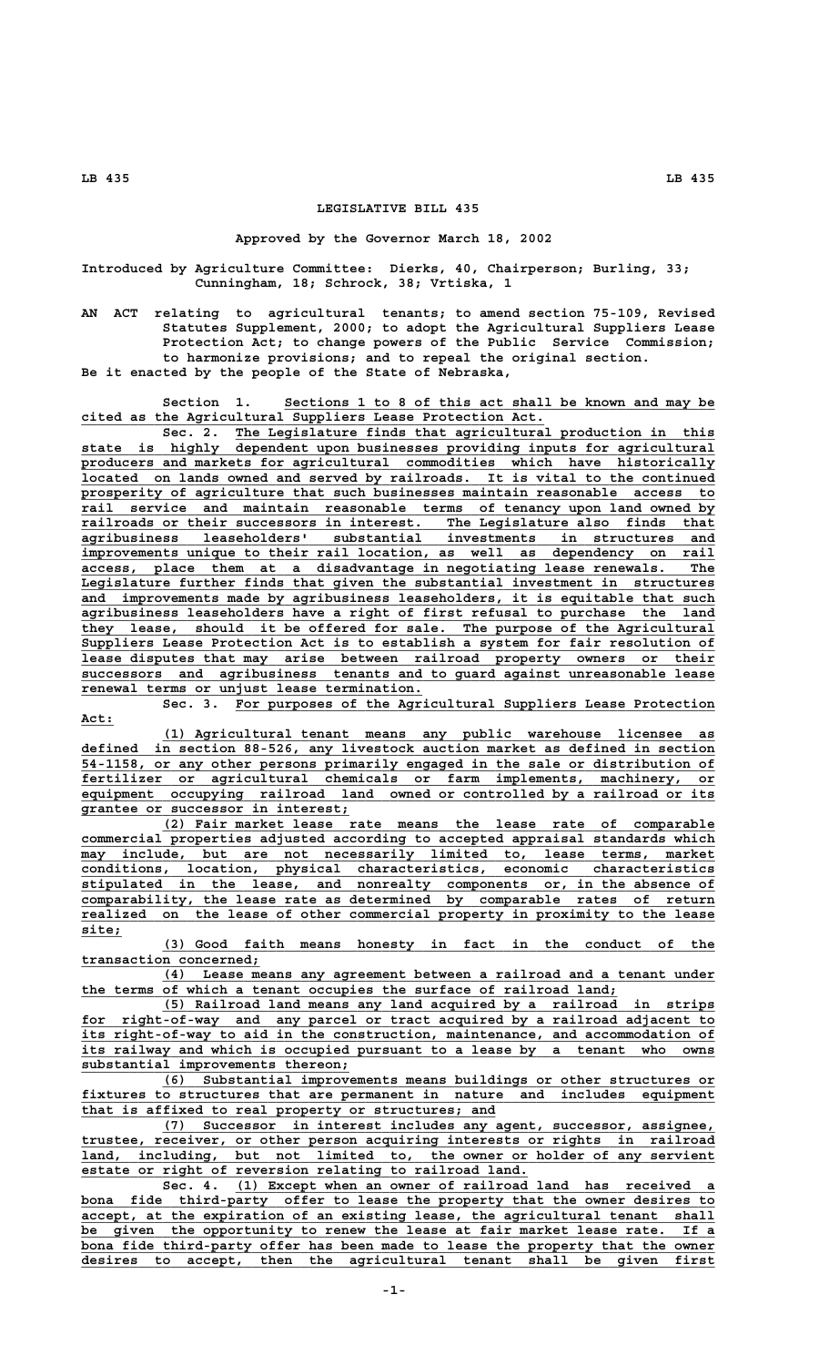# LEGISLATIVE BILL 435

Approved by the Governor March 18, 2002

Introduced by Agriculture Committee: Dierks, 40, Chairperson; Burling, 33; Cunningham, 18; Schrock, 38; Vrtiska, 1

AN ACT relating to agricultural tenants; to amend section 75-109, Revised Statutes Supplement, 2000; to adopt the Agricultural Suppliers Lease Protection Act; to change powers of the Public Service Commission; to harmonize provisions; and to repeal the original section.

Be it enacted by the people of the State of Nebraska,

Section 1. Sections 1 to 8 of this act shall be known and may be cited as the Agricultural Suppliers Lease Protection Act.

Sec. 2. The Legislature finds that agricultural production in this state is highly dependent upon businesses providing inputs for agricultural producers and markets for agricultural commodities which have historically located on lands owned and served by railroads. It is vital to the continued prosperity of agriculture that such businesses maintain reasonable access to rail service and maintain reasonable terms of tenancy upon land owned by railroads or their successors in interest. The Legislature also finds that agribusiness leaseholders' substantial investments in structures and improvements unique to their rail location, as well as dependency on rail access, place them at a disadvantage in negotiating lease renewals. The Legislature further finds that given the substantial investment in structures and improvements made by agribusiness leaseholders, it is equitable that such agribusiness leaseholders have a right of first refusal to purchase the land they lease, should it be offered for sale. The purpose of the Agricultural Suppliers Lease Protection Act is to establish a system for fair resolution of lease disputes that may arise between railroad property owners or their successors and agribusiness tenants and to guard against unreasonable lease renewal terms or unjust lease termination.

Sec. 3. For purposes of the Agricultural Suppliers Lease Protection Act:

(1) Agricultural tenant means any public warehouse licensee as defined in section 88-526, any livestock auction market as defined in section 54-1158, or any other persons primarily engaged in the sale or distribution of fertilizer or agricultural chemicals or farm implements, machinery, or equipment occupying railroad land owned or controlled by a railroad or its grantee or successor in interest;

(2) Fair market lease rate means the lease rate of comparable commercial properties adjusted according to accepted appraisal standards which may include, but are not necessarily limited to, lease terms, market conditions, location, physical characteristics, economic characteristics stipulated in the lease, and nonrealty components or, in the absence of comparability, the lease rate as determined by comparable rates of return realized on the lease of other commercial property in proximity to the lease site;

(3) Good faith means honesty in fact in the conduct of the transaction concerned;

(4) Lease means any agreement between a railroad and a tenant under the terms of which a tenant occupies the surface of railroad land;

(5) Railroad land means any land acquired by a railroad in strips for right-of-way and any parcel or tract acquired by a railroad adjacent to its right-of-way to aid in the construction, maintenance, and accommodation of its railway and which is occupied pursuant to a lease by a tenant who owns substantial improvements thereon;

(6) Substantial improvements means buildings or other structures or fixtures to structures that are permanent in nature and includes equipment that is affixed to real property or structures; and

(7) Successor in interest includes any agent, successor, assignee, trustee, receiver, or other person acquiring interests or rights in railroad land, including, but not limited to, the owner or holder of any servient estate or right of reversion relating to railroad land.

Sec. 4. (1) Except when an owner of railroad land has received a bona fide third-party offer to lease the property that the owner desires to accept, at the expiration of an existing lease, the agricultural tenant shall be given the opportunity to renew the lease at fair market lease rate. If a bona fide third-party offer has been made to lease the property that the owner desires to accept, then the agricultural tenant shall be given first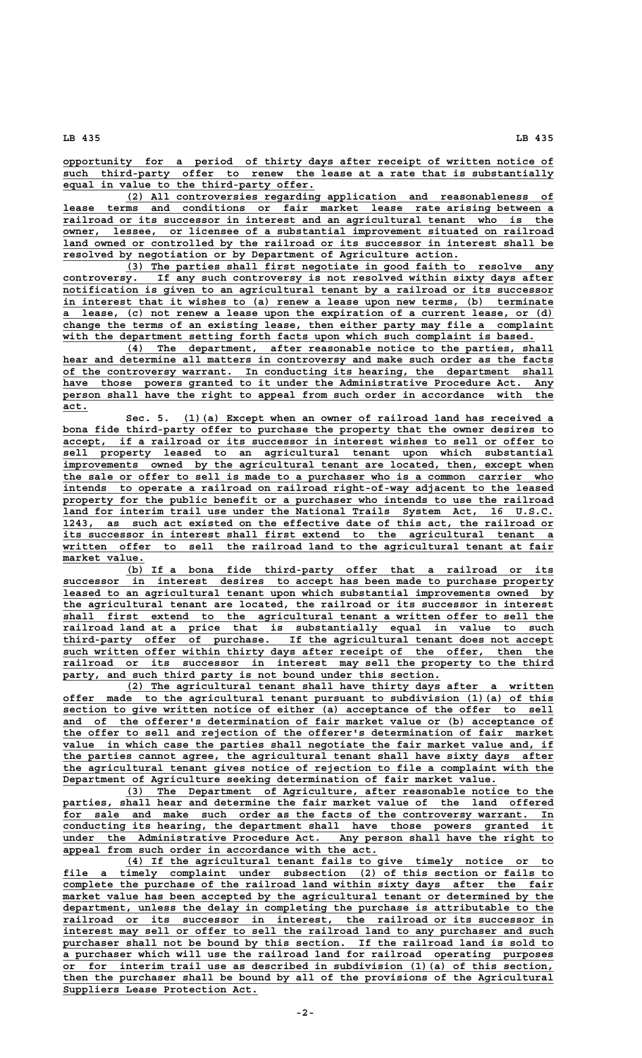opportunity for a period of thirty days after receipt of written notice of such third-party offer to renew the lease at a rate that is substantially equal in value to the third-party offer.

(2) All controversies regarding application and reasonableness of lease terms and conditions or fair market lease rate arising between a railroad or its successor in interest and an agricultural tenant who is the owner, lessee, or licensee of a substantial improvement situated on railroad land owned or controlled by the railroad or its successor in interest shall be resolved by negotiation or by Department of Agriculture action.

(3) The parties shall first negotiate in good faith to resolve any controversy. If any such controversy is not resolved within sixty days after notification is given to an agricultural tenant by a railroad or its successor in interest that it wishes to (a) renew a lease upon new terms, (b) terminate a lease, (c) not renew a lease upon the expiration of a current lease, or (d) change the terms of an existing lease, then either party may file a complaint with the department setting forth facts upon which such complaint is based.

(4) The department, after reasonable notice to the parties, shall hear and determine all matters in controversy and make such order as the facts of the controversy warrant. In conducting its hearing, the department shall have those powers granted to it under the Administrative Procedure Act. Any person shall have the right to appeal from such order in accordance with the act.

Sec. 5. (1)(a) Except when an owner of railroad land has received a bona fide third-party offer to purchase the property that the owner desires to accept, if a railroad or its successor in interest wishes to sell or offer to sell property leased to an agricultural tenant upon which substantial improvements owned by the agricultural tenant are located, then, except when the sale or offer to sell is made to a purchaser who is a common carrier who intends to operate a railroad on railroad right-of-way adjacent to the leased property for the public benefit or a purchaser who intends to use the railroad land for interim trail use under the National Trails System Act, 16 U.S.C. 1243, as such act existed on the effective date of this act, the railroad or its successor in interest shall first extend to the agricultural tenant a written offer to sell the railroad land to the agricultural tenant at fair market value.

(b) If a bona fide third-party offer that a railroad or its successor in interest desires to accept has been made to purchase property leased to an agricultural tenant upon which substantial improvements owned by the agricultural tenant are located, the railroad or its successor in interest shall first extend to the agricultural tenant a written offer to sell the railroad land at a price that is substantially equal in value to such third-party offer of purchase. If the agricultural tenant does not accept such written offer within thirty days after receipt of the offer, then the railroad or its successor in interest may sell the property to the third party, and such third party is not bound under this section.

(2) The agricultural tenant shall have thirty days after a written offer made to the agricultural tenant pursuant to subdivision (1)(a) of this section to give written notice of either (a) acceptance of the offer to sell and of the offerer's determination of fair market value or (b) acceptance of the offer to sell and rejection of the offerer's determination of fair market value in which case the parties shall negotiate the fair market value and, if the parties cannot agree, the agricultural tenant shall have sixty days after the agricultural tenant gives notice of rejection to file a complaint with the Department of Agriculture seeking determination of fair market value.

(3) The Department of Agriculture, after reasonable notice to the parties, shall hear and determine the fair market value of the land offered for sale and make such order as the facts of the controversy warrant. In conducting its hearing, the department shall have those powers granted it under the Administrative Procedure Act. Any person shall have the right to appeal from such order in accordance with the act.

(4) If the agricultural tenant fails to give timely notice or to file a timely complaint under subsection (2) of this section or fails to complete the purchase of the railroad land within sixty days after the fair market value has been accepted by the agricultural tenant or determined by the department, unless the delay in completing the purchase is attributable to the railroad or its successor in interest, the railroad or its successor in interest may sell or offer to sell the railroad land to any purchaser and such purchaser shall not be bound by this section. If the railroad land is sold to a purchaser which will use the railroad land for railroad operating purposes or for interim trail use as described in subdivision (1)(a) of this section, then the purchaser shall be bound by all of the provisions of the Agricultural Suppliers Lease Protection Act.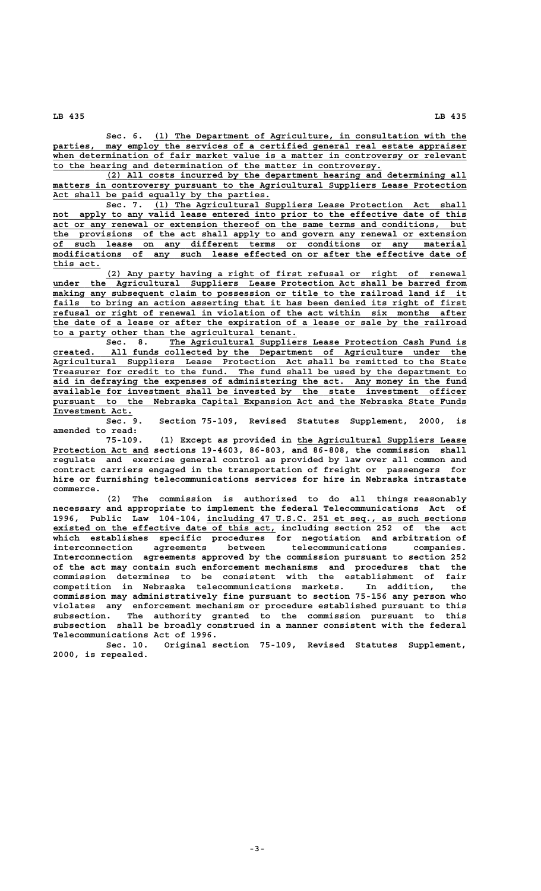Sec. 6. (1) The Department of Agriculture, in consultation with the parties, may employ the services of a certified general real estate appraiser when determination of fair market value is a matter in controversy or relevant to the hearing and determination of the matter in controversy.

(2) All costs incurred by the department hearing and determining all matters in controversy pursuant to the Agricultural Suppliers Lease Protection Act shall be paid equally by the parties.

Sec. 7. (1) The Agricultural Suppliers Lease Protection Act shall not apply to any valid lease entered into prior to the effective date of this act or any renewal or extension thereof on the same terms and conditions, but the provisions of the act shall apply to and govern any renewal or extension of such lease on any different terms or conditions or any material modifications of any such lease effected on or after the effective date of this act.

(2) Any party having a right of first refusal or right of renewal under the Agricultural Suppliers Lease Protection Act shall be barred from making any subsequent claim to possession or title to the railroad land if it fails to bring an action asserting that it has been denied its right of first refusal or right of renewal in violation of the act within six months after the date of a lease or after the expiration of a lease or sale by the railroad to a party other than the agricultural tenant.

Sec. 8. The Agricultural Suppliers Lease Protection Cash Fund is created. All funds collected by the Department of Agriculture under the Agricultural Suppliers Lease Protection Act shall be remitted to the State Treasurer for credit to the fund. The fund shall be used by the department to aid in defraying the expenses of administering the act. Any money in the fund available for investment shall be invested by the state investment officer pursuant to the Nebraska Capital Expansion Act and the Nebraska State Funds Investment Act.

Sec. 9. Section 75-109, Revised Statutes Supplement, 2000, is amended to read:

75-109. (1) Except as provided in the Agricultural Suppliers Lease Protection Act and sections 19-4603, 86-803, and 86-808, the commission shall regulate and exercise general control as provided by law over all common and contract carriers engaged in the transportation of freight or passengers for hire or furnishing telecommunications services for hire in Nebraska intrastate commerce.

(2) The commission is authorized to do all things reasonably necessary and appropriate to implement the federal Telecommunications Act of 1996, Public Law 104-104, including 47 U.S.C. 251 et seq., as such sections existed on the effective date of this act, including section 252 of the act which establishes specific procedures for negotiation and arbitration of interconnection agreements between telecommunications companies. Interconnection agreements approved by the commission pursuant to section 252 of the act may contain such enforcement mechanisms and procedures that the commission determines to be consistent with the establishment of fair competition in Nebraska telecommunications markets. In addition, the commission may administratively fine pursuant to section 75-156 any person who violates any enforcement mechanism or procedure established pursuant to this subsection. The authority granted to the commission pursuant to this subsection shall be broadly construed in a manner consistent with the federal Telecommunications Act of 1996.

Sec. 10. Original section 75-109, Revised Statutes Supplement, 2000, is repealed.